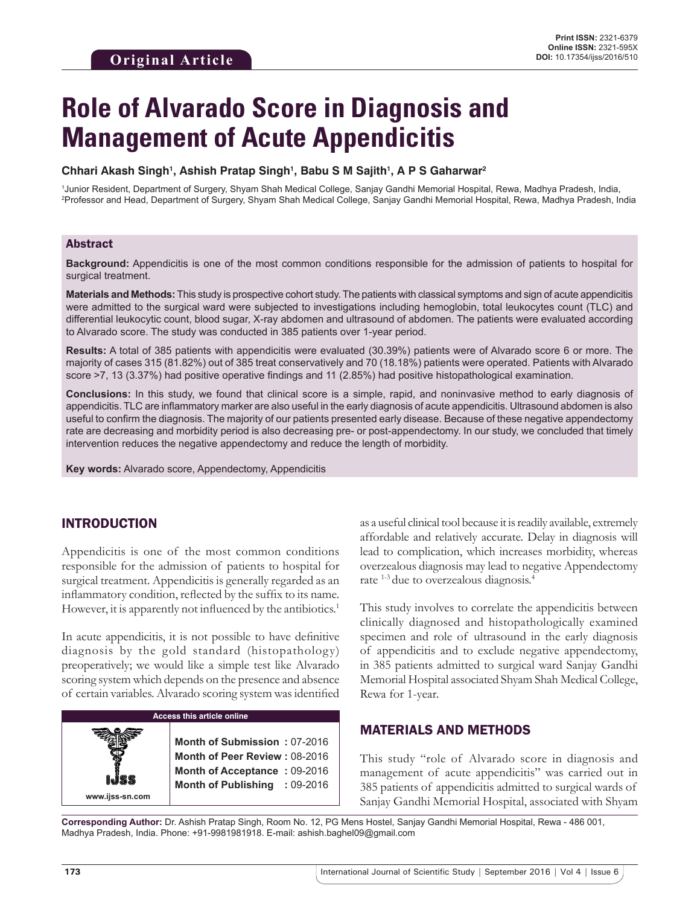**Original Article**

**Print ISSN:** 2321-6379
**Online ISSN:** 2321-595X
**DOI:** 10.17354/ijss/2016/510

# Role of Alvarado Score in Diagnosis and Management of Acute Appendicitis

**Chhari Akash Singh[1], Ashish Pratap Singh[1], Babu S M Sajith[1], A P S Gaharwar[2]**

[1]Junior Resident, Department of Surgery, Shyam Shah Medical College, Sanjay Gandhi Memorial Hospital, Rewa, Madhya Pradesh, India,
[2]Professor and Head, Department of Surgery, Shyam Shah Medical College, Sanjay Gandhi Memorial Hospital, Rewa, Madhya Pradesh, India

## Abstract

**Background:** Appendicitis is one of the most common conditions responsible for the admission of patients to hospital for surgical treatment.

**Materials and Methods:** This study is prospective cohort study. The patients with classical symptoms and sign of acute appendicitis were admitted to the surgical ward were subjected to investigations including hemoglobin, total leukocytes count (TLC) and differential leukocytic count, blood sugar, X-ray abdomen and ultrasound of abdomen. The patients were evaluated according to Alvarado score. The study was conducted in 385 patients over 1-year period.

**Results:** A total of 385 patients with appendicitis were evaluated (30.39%) patients were of Alvarado score 6 or more. The majority of cases 315 (81.82%) out of 385 treat conservatively and 70 (18.18%) patients were operated. Patients with Alvarado score >7, 13 (3.37%) had positive operative findings and 11 (2.85%) had positive histopathological examination.

**Conclusions:** In this study, we found that clinical score is a simple, rapid, and noninvasive method to early diagnosis of appendicitis. TLC are inflammatory marker are also useful in the early diagnosis of acute appendicitis. Ultrasound abdomen is also useful to confirm the diagnosis. The majority of our patients presented early disease. Because of these negative appendectomy rate are decreasing and morbidity period is also decreasing pre- or post-appendectomy. In our study, we concluded that timely intervention reduces the negative appendectomy and reduce the length of morbidity.

**Key words:** Alvarado score, Appendectomy, Appendicitis

## INTRODUCTION

Appendicitis is one of the most common conditions responsible for the admission of patients to hospital for surgical treatment. Appendicitis is generally regarded as an inflammatory condition, reflected by the suffix to its name. However, it is apparently not influenced by the antibiotics.[1]

In acute appendicitis, it is not possible to have definitive diagnosis by the gold standard (histopathology) preoperatively; we would like a simple test like Alvarado scoring system which depends on the presence and absence of certain variables. Alvarado scoring system was identified as a useful clinical tool because it is readily available, extremely affordable and relatively accurate. Delay in diagnosis will lead to complication, which increases morbidity, whereas overzealous diagnosis may lead to negative Appendectomy rate [1-3] due to overzealous diagnosis.[4]

This study involves to correlate the appendicitis between clinically diagnosed and histopathologically examined specimen and role of ultrasound in the early diagnosis of appendicitis and to exclude negative appendectomy, in 385 patients admitted to surgical ward Sanjay Gandhi Memorial Hospital associated Shyam Shah Medical College, Rewa for 1-year.

**Access this article online**

www.ijss-sn.com

Month of Submission : 07-2016
Month of Peer Review : 08-2016
Month of Acceptance : 09-2016
Month of Publishing : 09-2016

## MATERIALS AND METHODS

This study "role of Alvarado score in diagnosis and management of acute appendicitis" was carried out in 385 patients of appendicitis admitted to surgical wards of Sanjay Gandhi Memorial Hospital, associated with Shyam

**Corresponding Author:** Dr. Ashish Pratap Singh, Room No. 12, PG Mens Hostel, Sanjay Gandhi Memorial Hospital, Rewa - 486 001, Madhya Pradesh, India. Phone: +91-9981981918. E-mail: ashish.baghel09@gmail.com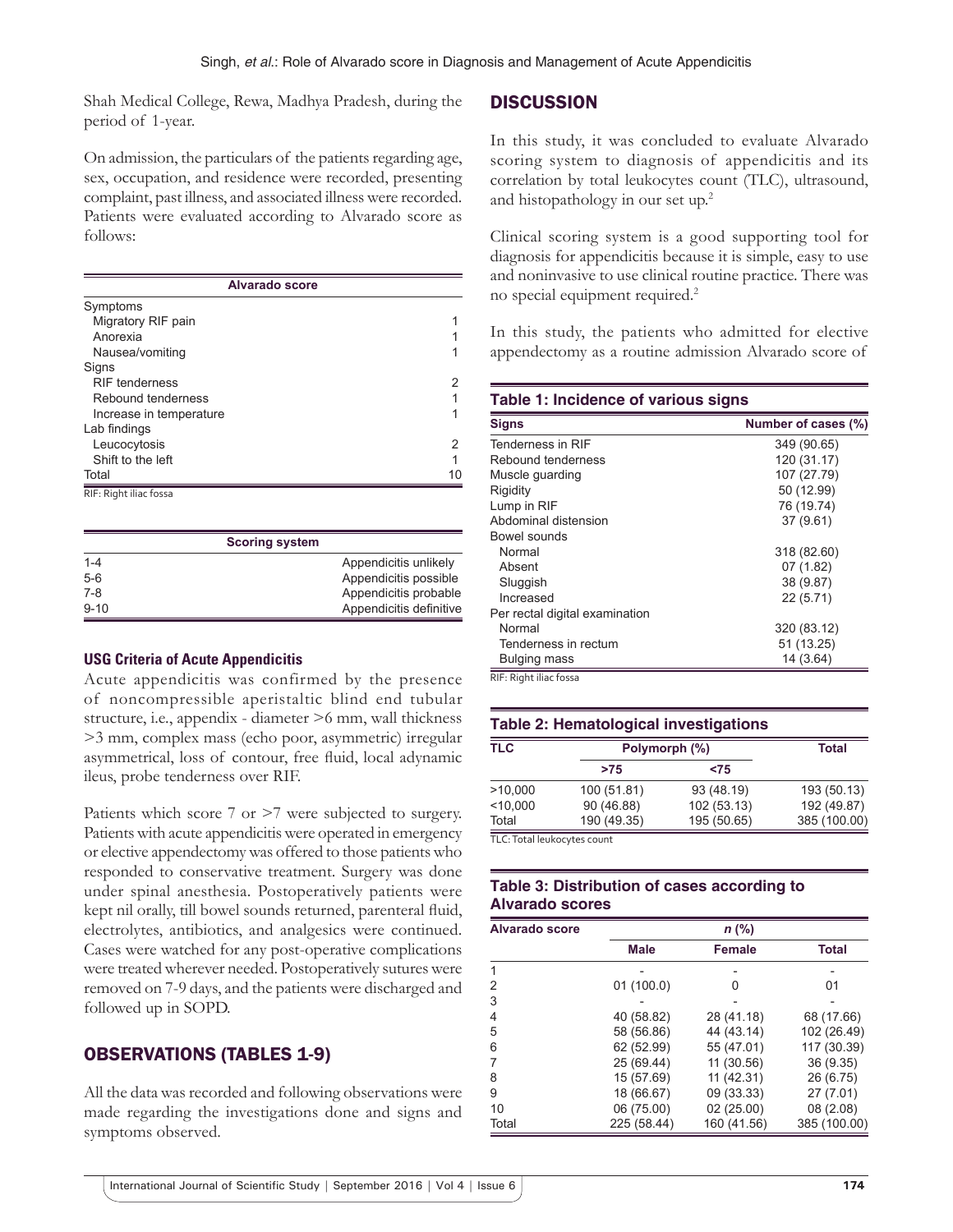Shah Medical College, Rewa, Madhya Pradesh, during the period of 1-year.

On admission, the particulars of the patients regarding age, sex, occupation, and residence were recorded, presenting complaint, past illness, and associated illness were recorded. Patients were evaluated according to Alvarado score as follows:

| Alvarado score | |
|---|---|
| Symptoms | |
| Migratory RIF pain | 1 |
| Anorexia | 1 |
| Nausea/vomiting | 1 |
| Signs | |
| RIF tenderness | 2 |
| Rebound tenderness | 1 |
| Increase in temperature | 1 |
| Lab findings | |
| Leucocytosis | 2 |
| Shift to the left | 1 |
| Total | 10 |

RIF: Right iliac fossa

| Scoring system | |
|---|---|
| 1-4 | Appendicitis unlikely |
| 5-6 | Appendicitis possible |
| 7-8 | Appendicitis probable |
| 9-10 | Appendicitis definitive |

### USG Criteria of Acute Appendicitis

Acute appendicitis was confirmed by the presence of noncompressible aperistaltic blind end tubular structure, i.e., appendix - diameter >6 mm, wall thickness >3 mm, complex mass (echo poor, asymmetric) irregular asymmetrical, loss of contour, free fluid, local adynamic ileus, probe tenderness over RIF.

Patients which score 7 or >7 were subjected to surgery. Patients with acute appendicitis were operated in emergency or elective appendectomy was offered to those patients who responded to conservative treatment. Surgery was done under spinal anesthesia. Postoperatively patients were kept nil orally, till bowel sounds returned, parenteral fluid, electrolytes, antibiotics, and analgesics were continued. Cases were watched for any post-operative complications were treated wherever needed. Postoperatively sutures were removed on 7-9 days, and the patients were discharged and followed up in SOPD.

## OBSERVATIONS (TABLES 1-9)

All the data was recorded and following observations were made regarding the investigations done and signs and symptoms observed.

## DISCUSSION

In this study, it was concluded to evaluate Alvarado scoring system to diagnosis of appendicitis and its correlation by total leukocytes count (TLC), ultrasound, and histopathology in our set up.[2]

Clinical scoring system is a good supporting tool for diagnosis for appendicitis because it is simple, easy to use and noninvasive to use clinical routine practice. There was no special equipment required.[2]

In this study, the patients who admitted for elective appendectomy as a routine admission Alvarado score of

**Table 1: Incidence of various signs**

| Signs | Number of cases (%) |
|---|---|
| Tenderness in RIF | 349 (90.65) |
| Rebound tenderness | 120 (31.17) |
| Muscle guarding | 107 (27.79) |
| Rigidity | 50 (12.99) |
| Lump in RIF | 76 (19.74) |
| Abdominal distension | 37 (9.61) |
| Bowel sounds | |
| Normal | 318 (82.60) |
| Absent | 07 (1.82) |
| Sluggish | 38 (9.87) |
| Increased | 22 (5.71) |
| Per rectal digital examination | |
| Normal | 320 (83.12) |
| Tenderness in rectum | 51 (13.25) |
| Bulging mass | 14 (3.64) |

RIF: Right iliac fossa

**Table 2: Hematological investigations**

| TLC | Polymorph (%) | | Total |
|---|---|---|---|
| | >75 | <75 | |
| >10,000 | 100 (51.81) | 93 (48.19) | 193 (50.13) |
| <10,000 | 90 (46.88) | 102 (53.13) | 192 (49.87) |
| Total | 190 (49.35) | 195 (50.65) | 385 (100.00) |

TLC: Total leukocytes count

**Table 3: Distribution of cases according to Alvarado scores**

| Alvarado score | n (%) | | |
|---|---|---|---|
| | Male | Female | Total |
| 1 | - | - | - |
| 2 | 01 (100.0) | 0 | 01 |
| 3 | - | - | - |
| 4 | 40 (58.82) | 28 (41.18) | 68 (17.66) |
| 5 | 58 (56.86) | 44 (43.14) | 102 (26.49) |
| 6 | 62 (52.99) | 55 (47.01) | 117 (30.39) |
| 7 | 25 (69.44) | 11 (30.56) | 36 (9.35) |
| 8 | 15 (57.69) | 11 (42.31) | 26 (6.75) |
| 9 | 18 (66.67) | 09 (33.33) | 27 (7.01) |
| 10 | 06 (75.00) | 02 (25.00) | 08 (2.08) |
| Total | 225 (58.44) | 160 (41.56) | 385 (100.00) |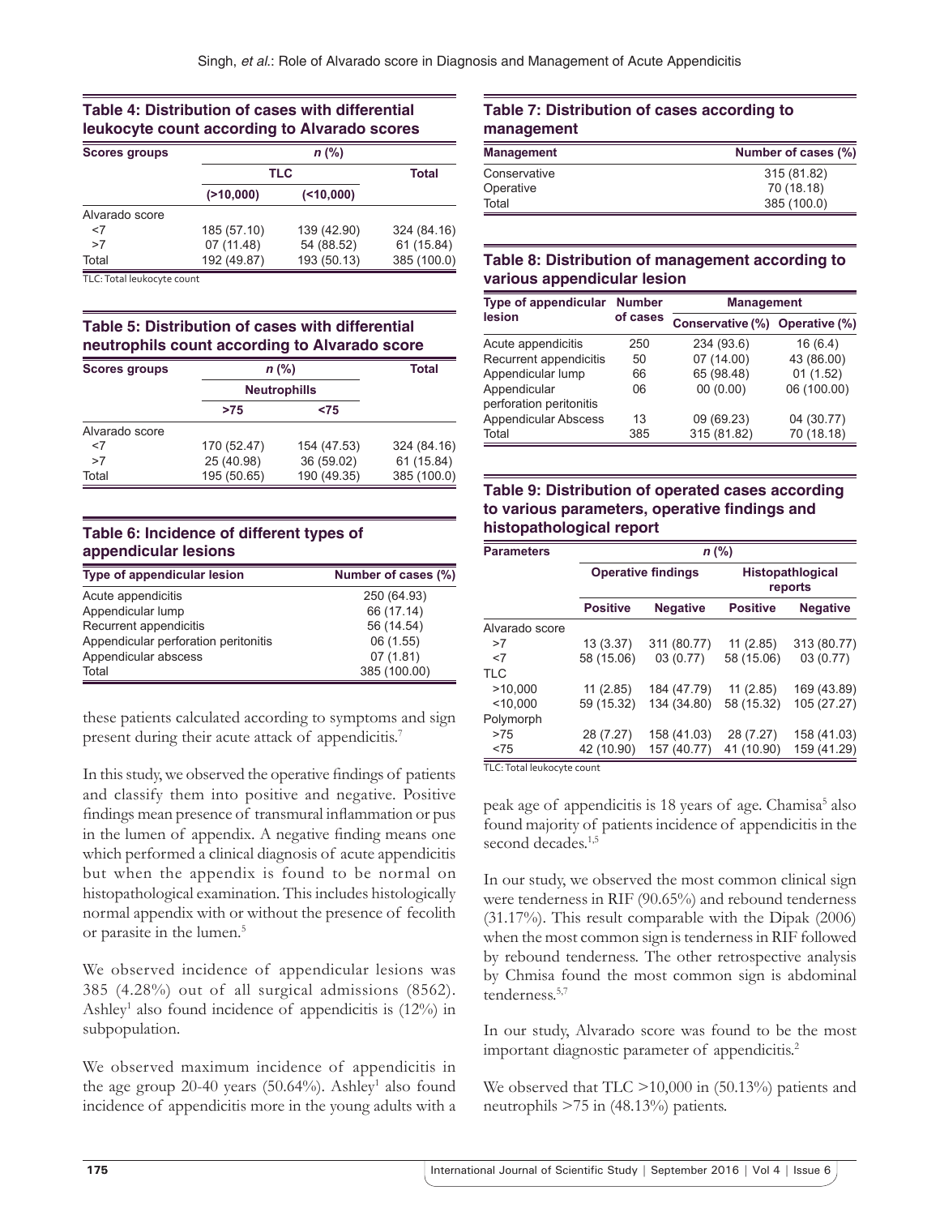**Table 4: Distribution of cases with differential leukocyte count according to Alvarado scores**

| Scores groups | n (%) | | |
|---|---|---|---|
| | TLC | | Total |
| | (>10,000) | (<10,000) | |
| Alvarado score | | | |
| <7 | 185 (57.10) | 139 (42.90) | 324 (84.16) |
| >7 | 07 (11.48) | 54 (88.52) | 61 (15.84) |
| Total | 192 (49.87) | 193 (50.13) | 385 (100.0) |

TLC: Total leukocyte count

**Table 5: Distribution of cases with differential neutrophils count according to Alvarado score**

| Scores groups | n (%) | | Total |
|---|---|---|---|
| | Neutrophills | | |
| | >75 | <75 | |
| Alvarado score | | | |
| <7 | 170 (52.47) | 154 (47.53) | 324 (84.16) |
| >7 | 25 (40.98) | 36 (59.02) | 61 (15.84) |
| Total | 195 (50.65) | 190 (49.35) | 385 (100.0) |

**Table 6: Incidence of different types of appendicular lesions**

| Type of appendicular lesion | Number of cases (%) |
|---|---|
| Acute appendicitis | 250 (64.93) |
| Appendicular lump | 66 (17.14) |
| Recurrent appendicitis | 56 (14.54) |
| Appendicular perforation peritonitis | 06 (1.55) |
| Appendicular abscess | 07 (1.81) |
| Total | 385 (100.00) |

these patients calculated according to symptoms and sign present during their acute attack of appendicitis.[7]

In this study, we observed the operative findings of patients and classify them into positive and negative. Positive findings mean presence of transmural inflammation or pus in the lumen of appendix. A negative finding means one which performed a clinical diagnosis of acute appendicitis but when the appendix is found to be normal on histopathological examination. This includes histologically normal appendix with or without the presence of fecolith or parasite in the lumen.[5]

We observed incidence of appendicular lesions was 385 (4.28%) out of all surgical admissions (8562). Ashley[1] also found incidence of appendicitis is (12%) in subpopulation.

We observed maximum incidence of appendicitis in the age group 20-40 years (50.64%). Ashley[1] also found incidence of appendicitis more in the young adults with a peak age of appendicitis is 18 years of age. Chamisa[5] also found majority of patients incidence of appendicitis in the second decades.[1,5]

In our study, we observed the most common clinical sign were tenderness in RIF (90.65%) and rebound tenderness (31.17%). This result comparable with the Dipak (2006) when the most common sign is tenderness in RIF followed by rebound tenderness. The other retrospective analysis by Chmisa found the most common sign is abdominal tenderness.[5,7]

In our study, Alvarado score was found to be the most important diagnostic parameter of appendicitis.[2]

We observed that TLC >10,000 in (50.13%) patients and neutrophils >75 in (48.13%) patients.

**Table 7: Distribution of cases according to management**

| Management | Number of cases (%) |
|---|---|
| Conservative | 315 (81.82) |
| Operative | 70 (18.18) |
| Total | 385 (100.0) |

**Table 8: Distribution of management according to various appendicular lesion**

| Type of appendicular lesion | Number of cases | Management | |
|---|---|---|---|
| | | Conservative (%) | Operative (%) |
| Acute appendicitis | 250 | 234 (93.6) | 16 (6.4) |
| Recurrent appendicitis | 50 | 07 (14.00) | 43 (86.00) |
| Appendicular lump | 66 | 65 (98.48) | 01 (1.52) |
| Appendicular perforation peritonitis | 06 | 00 (0.00) | 06 (100.00) |
| Appendicular Abscess | 13 | 09 (69.23) | 04 (30.77) |
| Total | 385 | 315 (81.82) | 70 (18.18) |

**Table 9: Distribution of operated cases according to various parameters, operative findings and histopathological report**

| Parameters | n (%) | | | |
|---|---|---|---|---|
| | Operative findings | | Histopathological reports | |
| | Positive | Negative | Positive | Negative |
| Alvarado score | | | | |
| >7 | 13 (3.37) | 311 (80.77) | 11 (2.85) | 313 (80.77) |
| <7 | 58 (15.06) | 03 (0.77) | 58 (15.06) | 03 (0.77) |
| TLC | | | | |
| >10,000 | 11 (2.85) | 184 (47.79) | 11 (2.85) | 169 (43.89) |
| <10,000 | 59 (15.32) | 134 (34.80) | 58 (15.32) | 105 (27.27) |
| Polymorph | | | | |
| >75 | 28 (7.27) | 158 (41.03) | 28 (7.27) | 158 (41.03) |
| <75 | 42 (10.90) | 157 (40.77) | 41 (10.90) | 159 (41.29) |

TLC: Total leukocyte count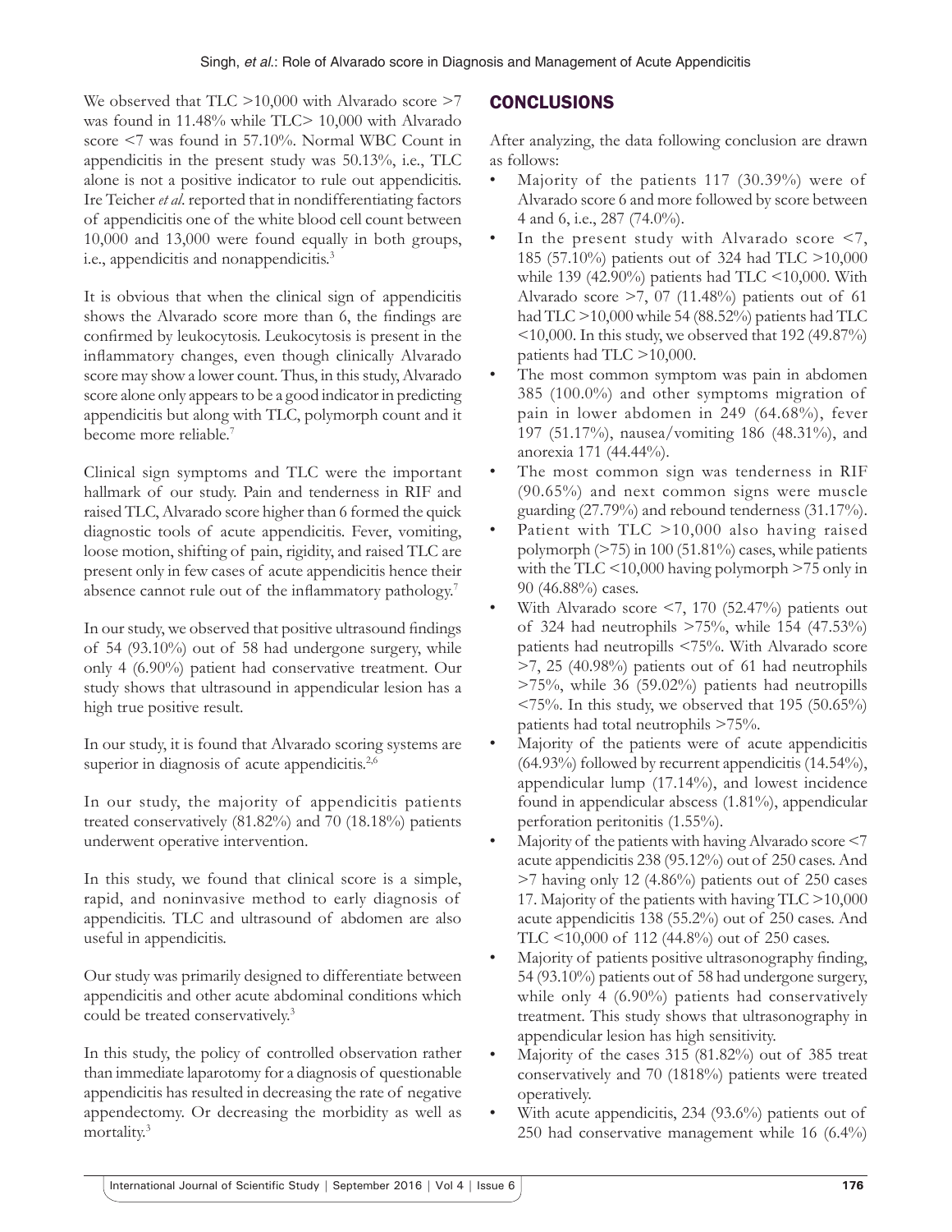We observed that TLC >10,000 with Alvarado score >7 was found in 11.48% while TLC> 10,000 with Alvarado score <7 was found in 57.10%. Normal WBC Count in appendicitis in the present study was 50.13%, i.e., TLC alone is not a positive indicator to rule out appendicitis. Ire Teicher *et al*. reported that in nondifferentiating factors of appendicitis one of the white blood cell count between 10,000 and 13,000 were found equally in both groups, i.e., appendicitis and nonappendicitis.[3]

It is obvious that when the clinical sign of appendicitis shows the Alvarado score more than 6, the findings are confirmed by leukocytosis. Leukocytosis is present in the inflammatory changes, even though clinically Alvarado score may show a lower count. Thus, in this study, Alvarado score alone only appears to be a good indicator in predicting appendicitis but along with TLC, polymorph count and it become more reliable.[7]

Clinical sign symptoms and TLC were the important hallmark of our study. Pain and tenderness in RIF and raised TLC, Alvarado score higher than 6 formed the quick diagnostic tools of acute appendicitis. Fever, vomiting, loose motion, shifting of pain, rigidity, and raised TLC are present only in few cases of acute appendicitis hence their absence cannot rule out of the inflammatory pathology.[7]

In our study, we observed that positive ultrasound findings of 54 (93.10%) out of 58 had undergone surgery, while only 4 (6.90%) patient had conservative treatment. Our study shows that ultrasound in appendicular lesion has a high true positive result.

In our study, it is found that Alvarado scoring systems are superior in diagnosis of acute appendicitis.[2,6]

In our study, the majority of appendicitis patients treated conservatively (81.82%) and 70 (18.18%) patients underwent operative intervention.

In this study, we found that clinical score is a simple, rapid, and noninvasive method to early diagnosis of appendicitis. TLC and ultrasound of abdomen are also useful in appendicitis.

Our study was primarily designed to differentiate between appendicitis and other acute abdominal conditions which could be treated conservatively.[3]

In this study, the policy of controlled observation rather than immediate laparotomy for a diagnosis of questionable appendicitis has resulted in decreasing the rate of negative appendectomy. Or decreasing the morbidity as well as mortality.[3]

## CONCLUSIONS

After analyzing, the data following conclusion are drawn as follows:

- Majority of the patients 117 (30.39%) were of Alvarado score 6 and more followed by score between 4 and 6, i.e., 287 (74.0%).
- In the present study with Alvarado score <7, 185 (57.10%) patients out of 324 had TLC >10,000 while 139 (42.90%) patients had TLC <10,000. With Alvarado score >7, 07 (11.48%) patients out of 61 had TLC >10,000 while 54 (88.52%) patients had TLC <10,000. In this study, we observed that 192 (49.87%) patients had TLC >10,000.
- The most common symptom was pain in abdomen 385 (100.0%) and other symptoms migration of pain in lower abdomen in 249 (64.68%), fever 197 (51.17%), nausea/vomiting 186 (48.31%), and anorexia 171 (44.44%).
- The most common sign was tenderness in RIF (90.65%) and next common signs were muscle guarding (27.79%) and rebound tenderness (31.17%).
- Patient with TLC >10,000 also having raised polymorph (>75) in 100 (51.81%) cases, while patients with the TLC <10,000 having polymorph >75 only in 90 (46.88%) cases.
- With Alvarado score <7, 170 (52.47%) patients out of 324 had neutrophils >75%, while 154 (47.53%) patients had neutropills <75%. With Alvarado score >7, 25 (40.98%) patients out of 61 had neutrophils >75%, while 36 (59.02%) patients had neutropills <75%. In this study, we observed that 195 (50.65%) patients had total neutrophils >75%.
- Majority of the patients were of acute appendicitis (64.93%) followed by recurrent appendicitis (14.54%), appendicular lump (17.14%), and lowest incidence found in appendicular abscess (1.81%), appendicular perforation peritonitis (1.55%).
- Majority of the patients with having Alvarado score <7 acute appendicitis 238 (95.12%) out of 250 cases. And >7 having only 12 (4.86%) patients out of 250 cases 17. Majority of the patients with having TLC >10,000 acute appendicitis 138 (55.2%) out of 250 cases. And TLC <10,000 of 112 (44.8%) out of 250 cases.
- Majority of patients positive ultrasonography finding, 54 (93.10%) patients out of 58 had undergone surgery, while only 4 (6.90%) patients had conservatively treatment. This study shows that ultrasonography in appendicular lesion has high sensitivity.
- Majority of the cases 315 (81.82%) out of 385 treat conservatively and 70 (1818%) patients were treated operatively.
- With acute appendicitis, 234 (93.6%) patients out of 250 had conservative management while 16 (6.4%)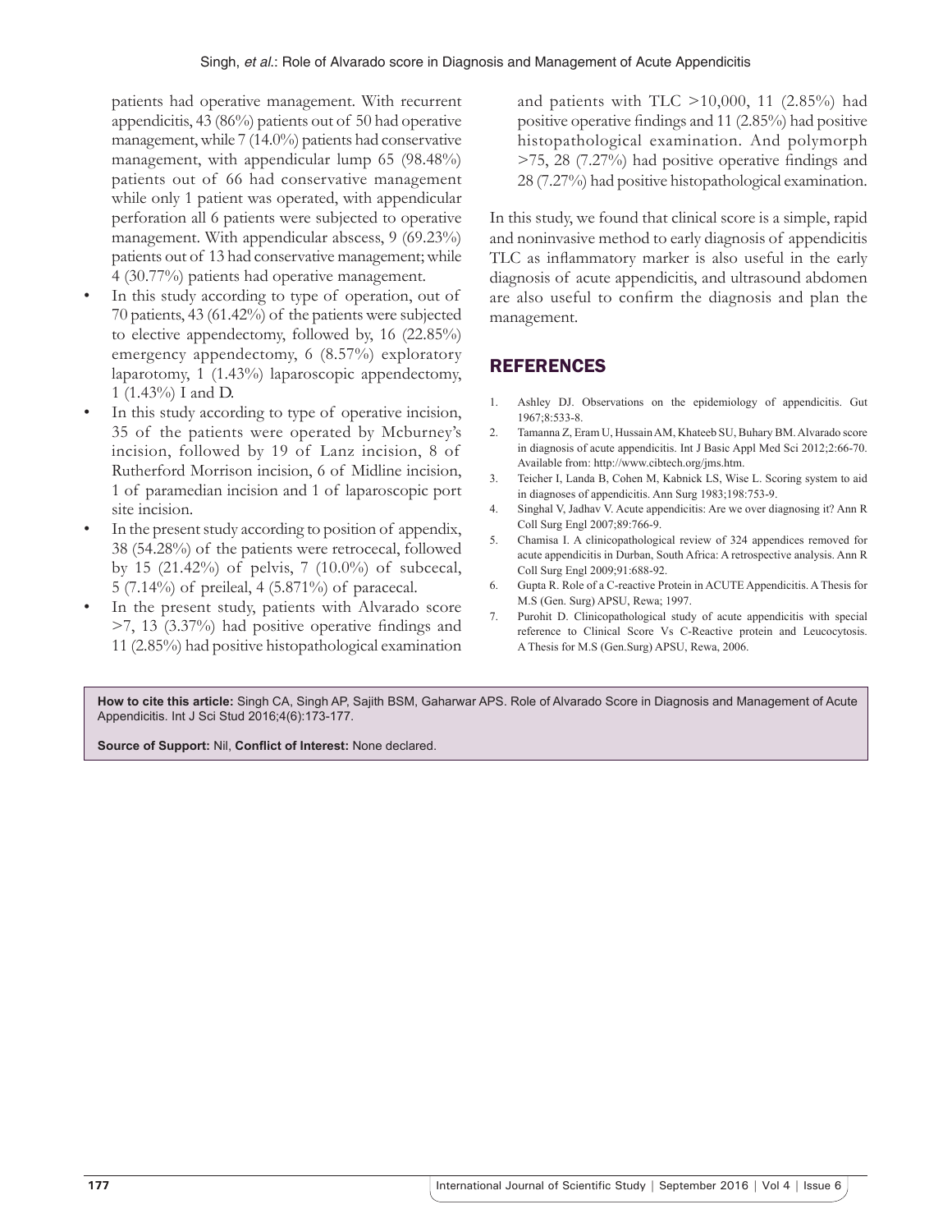patients had operative management. With recurrent appendicitis, 43 (86%) patients out of 50 had operative management, while 7 (14.0%) patients had conservative management, with appendicular lump 65 (98.48%) patients out of 66 had conservative management while only 1 patient was operated, with appendicular perforation all 6 patients were subjected to operative management. With appendicular abscess, 9 (69.23%) patients out of 13 had conservative management; while 4 (30.77%) patients had operative management.

- In this study according to type of operation, out of 70 patients, 43 (61.42%) of the patients were subjected to elective appendectomy, followed by, 16 (22.85%) emergency appendectomy, 6 (8.57%) exploratory laparotomy, 1 (1.43%) laparoscopic appendectomy, 1 (1.43%) I and D.
- In this study according to type of operative incision, 35 of the patients were operated by Mcburney's incision, followed by 19 of Lanz incision, 8 of Rutherford Morrison incision, 6 of Midline incision, 1 of paramedian incision and 1 of laparoscopic port site incision.
- In the present study according to position of appendix, 38 (54.28%) of the patients were retrocecal, followed by 15 (21.42%) of pelvis, 7 (10.0%) of subcecal, 5 (7.14%) of preileal, 4 (5.871%) of paracecal.
- In the present study, patients with Alvarado score >7, 13 (3.37%) had positive operative findings and 11 (2.85%) had positive histopathological examination and patients with TLC >10,000, 11 (2.85%) had positive operative findings and 11 (2.85%) had positive histopathological examination. And polymorph >75, 28 (7.27%) had positive operative findings and 28 (7.27%) had positive histopathological examination.

In this study, we found that clinical score is a simple, rapid and noninvasive method to early diagnosis of appendicitis TLC as inflammatory marker is also useful in the early diagnosis of acute appendicitis, and ultrasound abdomen are also useful to confirm the diagnosis and plan the management.

## REFERENCES

1. Ashley DJ. Observations on the epidemiology of appendicitis. Gut 1967;8:533-8.
2. Tamanna Z, Eram U, Hussain AM, Khateeb SU, Buhary BM. Alvarado score in diagnosis of acute appendicitis. Int J Basic Appl Med Sci 2012;2:66-70. Available from: http://www.cibtech.org/jms.htm.
3. Teicher I, Landa B, Cohen M, Kabnick LS, Wise L. Scoring system to aid in diagnoses of appendicitis. Ann Surg 1983;198:753-9.
4. Singhal V, Jadhav V. Acute appendicitis: Are we over diagnosing it? Ann R Coll Surg Engl 2007;89:766-9.
5. Chamisa I. A clinicopathological review of 324 appendices removed for acute appendicitis in Durban, South Africa: A retrospective analysis. Ann R Coll Surg Engl 2009;91:688-92.
6. Gupta R. Role of a C-reactive Protein in ACUTE Appendicitis. A Thesis for M.S (Gen. Surg) APSU, Rewa; 1997.
7. Purohit D. Clinicopathological study of acute appendicitis with special reference to Clinical Score Vs C-Reactive protein and Leucocytosis. A Thesis for M.S (Gen.Surg) APSU, Rewa, 2006.

**How to cite this article:** Singh CA, Singh AP, Sajith BSM, Gaharwar APS. Role of Alvarado Score in Diagnosis and Management of Acute Appendicitis. Int J Sci Stud 2016;4(6):173-177.

**Source of Support:** Nil, **Conflict of Interest:** None declared.